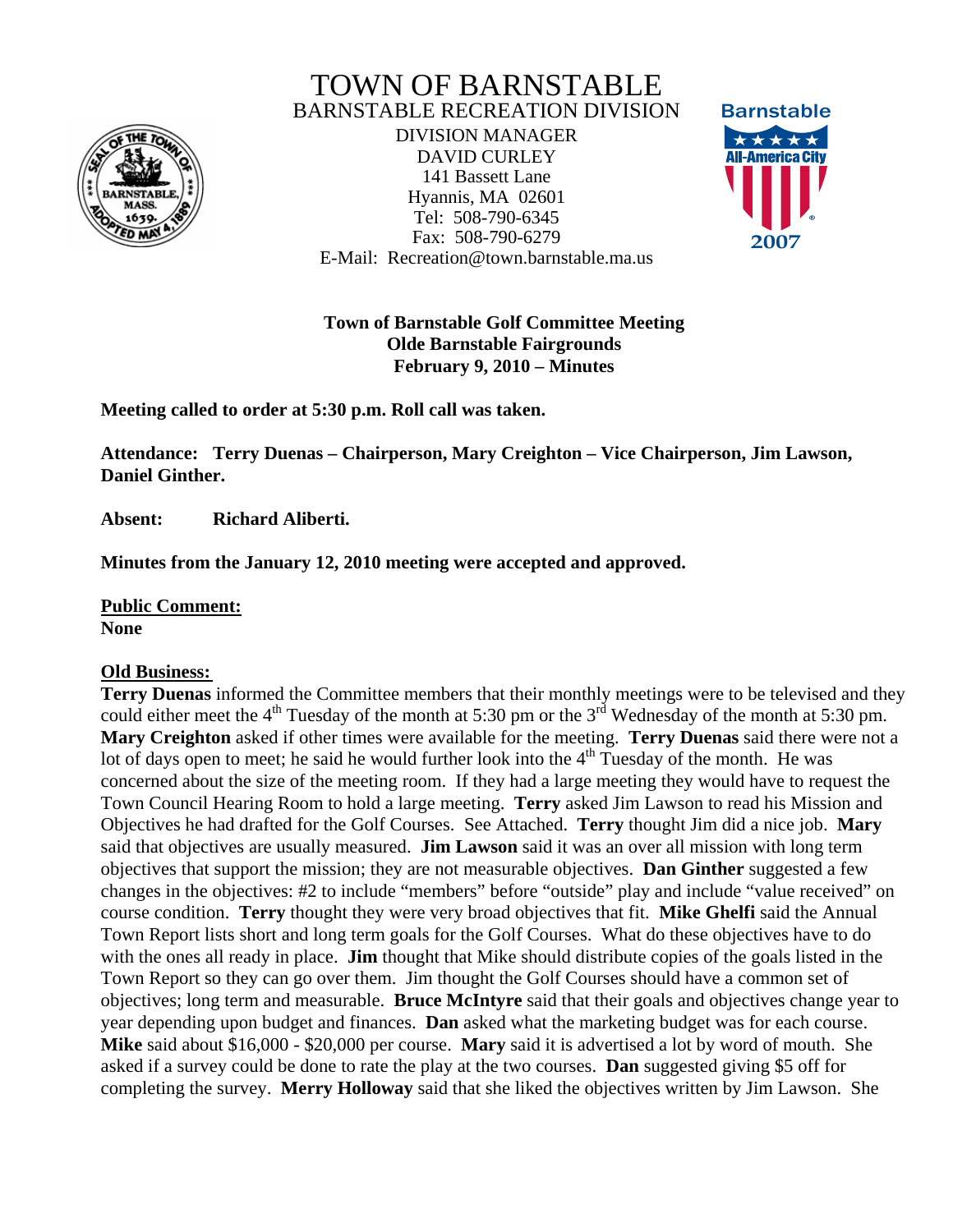# TOWN OF BARNSTABLE

## BARNSTABLE RECREATION DIVISION

DIVISION MANAGER
DAVID CURLEY
141 Bassett Lane
Hyannis, MA 02601
Tel: 508-790-6345
Fax: 508-790-6279
E-Mail: Recreation@town.barnstable.ma.us

**Town of Barnstable Golf Committee Meeting**
**Olde Barnstable Fairgrounds**
**February 9, 2010 – Minutes**

**Meeting called to order at 5:30 p.m. Roll call was taken.**

**Attendance: Terry Duenas – Chairperson, Mary Creighton – Vice Chairperson, Jim Lawson, Daniel Ginther.**

**Absent: Richard Aliberti.**

**Minutes from the January 12, 2010 meeting were accepted and approved.**

**Public Comment:**
**None**

**Old Business:**
**Terry Duenas** informed the Committee members that their monthly meetings were to be televised and they could either meet the 4th Tuesday of the month at 5:30 pm or the 3rd Wednesday of the month at 5:30 pm. **Mary Creighton** asked if other times were available for the meeting. **Terry Duenas** said there were not a lot of days open to meet; he said he would further look into the 4th Tuesday of the month. He was concerned about the size of the meeting room. If they had a large meeting they would have to request the Town Council Hearing Room to hold a large meeting. **Terry** asked Jim Lawson to read his Mission and Objectives he had drafted for the Golf Courses. See Attached. **Terry** thought Jim did a nice job. **Mary** said that objectives are usually measured. **Jim Lawson** said it was an over all mission with long term objectives that support the mission; they are not measurable objectives. **Dan Ginther** suggested a few changes in the objectives: #2 to include "members" before "outside" play and include "value received" on course condition. **Terry** thought they were very broad objectives that fit. **Mike Ghelfi** said the Annual Town Report lists short and long term goals for the Golf Courses. What do these objectives have to do with the ones all ready in place. **Jim** thought that Mike should distribute copies of the goals listed in the Town Report so they can go over them. Jim thought the Golf Courses should have a common set of objectives; long term and measurable. **Bruce McIntyre** said that their goals and objectives change year to year depending upon budget and finances. **Dan** asked what the marketing budget was for each course. **Mike** said about $16,000 - $20,000 per course. **Mary** said it is advertised a lot by word of mouth. She asked if a survey could be done to rate the play at the two courses. **Dan** suggested giving $5 off for completing the survey. **Merry Holloway** said that she liked the objectives written by Jim Lawson. She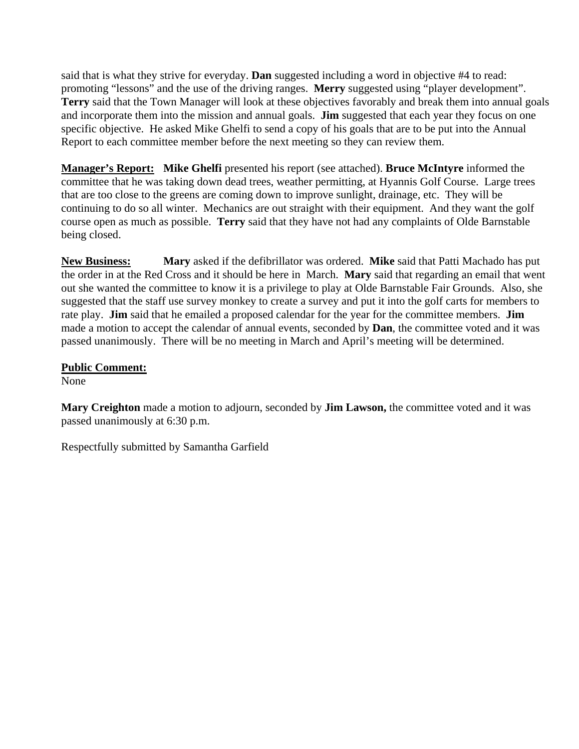said that is what they strive for everyday. **Dan** suggested including a word in objective #4 to read: promoting "lessons" and the use of the driving ranges. **Merry** suggested using "player development". **Terry** said that the Town Manager will look at these objectives favorably and break them into annual goals and incorporate them into the mission and annual goals. **Jim** suggested that each year they focus on one specific objective. He asked Mike Ghelfi to send a copy of his goals that are to be put into the Annual Report to each committee member before the next meeting so they can review them.

**Manager's Report:** **Mike Ghelfi** presented his report (see attached). **Bruce McIntyre** informed the committee that he was taking down dead trees, weather permitting, at Hyannis Golf Course. Large trees that are too close to the greens are coming down to improve sunlight, drainage, etc. They will be continuing to do so all winter. Mechanics are out straight with their equipment. And they want the golf course open as much as possible. **Terry** said that they have not had any complaints of Olde Barnstable being closed.

**New Business:** **Mary** asked if the defibrillator was ordered. **Mike** said that Patti Machado has put the order in at the Red Cross and it should be here in March. **Mary** said that regarding an email that went out she wanted the committee to know it is a privilege to play at Olde Barnstable Fair Grounds. Also, she suggested that the staff use survey monkey to create a survey and put it into the golf carts for members to rate play. **Jim** said that he emailed a proposed calendar for the year for the committee members. **Jim** made a motion to accept the calendar of annual events, seconded by **Dan**, the committee voted and it was passed unanimously. There will be no meeting in March and April's meeting will be determined.

**Public Comment:**
None

**Mary Creighton** made a motion to adjourn, seconded by **Jim Lawson,** the committee voted and it was passed unanimously at 6:30 p.m.

Respectfully submitted by Samantha Garfield